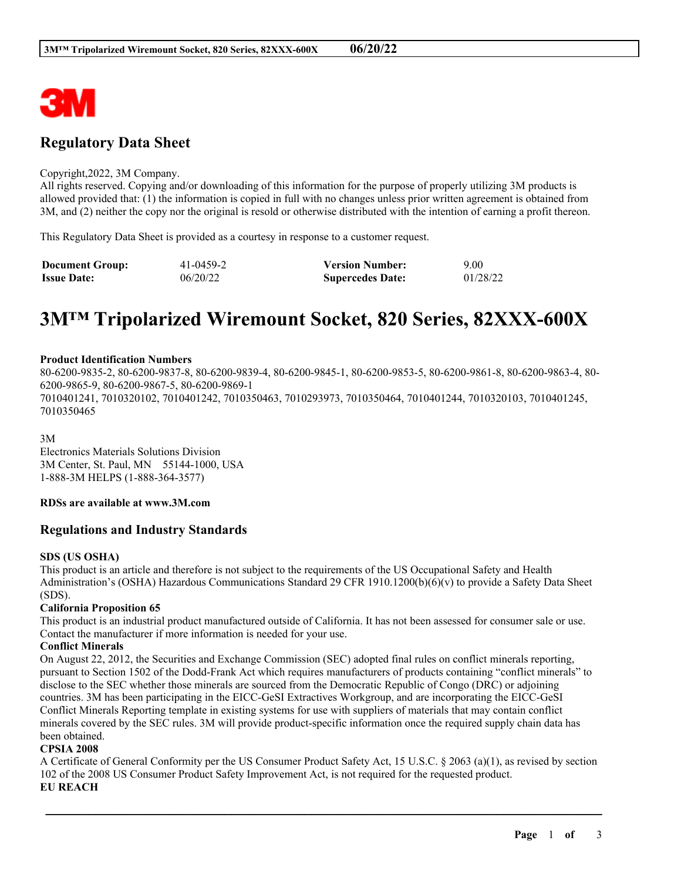## Regulatory Data Sheet

Copyright,2022, 3M Company.
All rights reserved. Copying and/or downloading of this information for the purpose of properly utilizing 3M products is allowed provided that: (1) the information is copied in full with no changes unless prior written agreement is obtained from 3M, and (2) neither the copy nor the original is resold or otherwise distributed with the intention of earning a profit thereon.

This Regulatory Data Sheet is provided as a courtesy in response to a customer request.

| | | | |
|---|---|---|---|
| **Document Group:** | 41-0459-2 | **Version Number:** | 9.00 |
| **Issue Date:** | 06/20/22 | **Supercedes Date:** | 01/28/22 |

# 3M™ Tripolarized Wiremount Socket, 820 Series, 82XXX-600X

**Product Identification Numbers**
80-6200-9835-2, 80-6200-9837-8, 80-6200-9839-4, 80-6200-9845-1, 80-6200-9853-5, 80-6200-9861-8, 80-6200-9863-4, 80-6200-9865-9, 80-6200-9867-5, 80-6200-9869-1
7010401241, 7010320102, 7010401242, 7010350463, 7010293973, 7010350464, 7010401244, 7010320103, 7010401245, 7010350465

3M
Electronics Materials Solutions Division
3M Center, St. Paul, MN 55144-1000, USA
1-888-3M HELPS (1-888-364-3577)

**RDSs are available at www.3M.com**

## Regulations and Industry Standards

**SDS (US OSHA)**
This product is an article and therefore is not subject to the requirements of the US Occupational Safety and Health Administration's (OSHA) Hazardous Communications Standard 29 CFR 1910.1200(b)(6)(v) to provide a Safety Data Sheet (SDS).

**California Proposition 65**
This product is an industrial product manufactured outside of California. It has not been assessed for consumer sale or use. Contact the manufacturer if more information is needed for your use.

**Conflict Minerals**
On August 22, 2012, the Securities and Exchange Commission (SEC) adopted final rules on conflict minerals reporting, pursuant to Section 1502 of the Dodd-Frank Act which requires manufacturers of products containing "conflict minerals" to disclose to the SEC whether those minerals are sourced from the Democratic Republic of Congo (DRC) or adjoining countries. 3M has been participating in the EICC-GeSI Extractives Workgroup, and are incorporating the EICC-GeSI Conflict Minerals Reporting template in existing systems for use with suppliers of materials that may contain conflict minerals covered by the SEC rules. 3M will provide product-specific information once the required supply chain data has been obtained.

**CPSIA 2008**
A Certificate of General Conformity per the US Consumer Product Safety Act, 15 U.S.C. § 2063 (a)(1), as revised by section 102 of the 2008 US Consumer Product Safety Improvement Act, is not required for the requested product.

**EU REACH**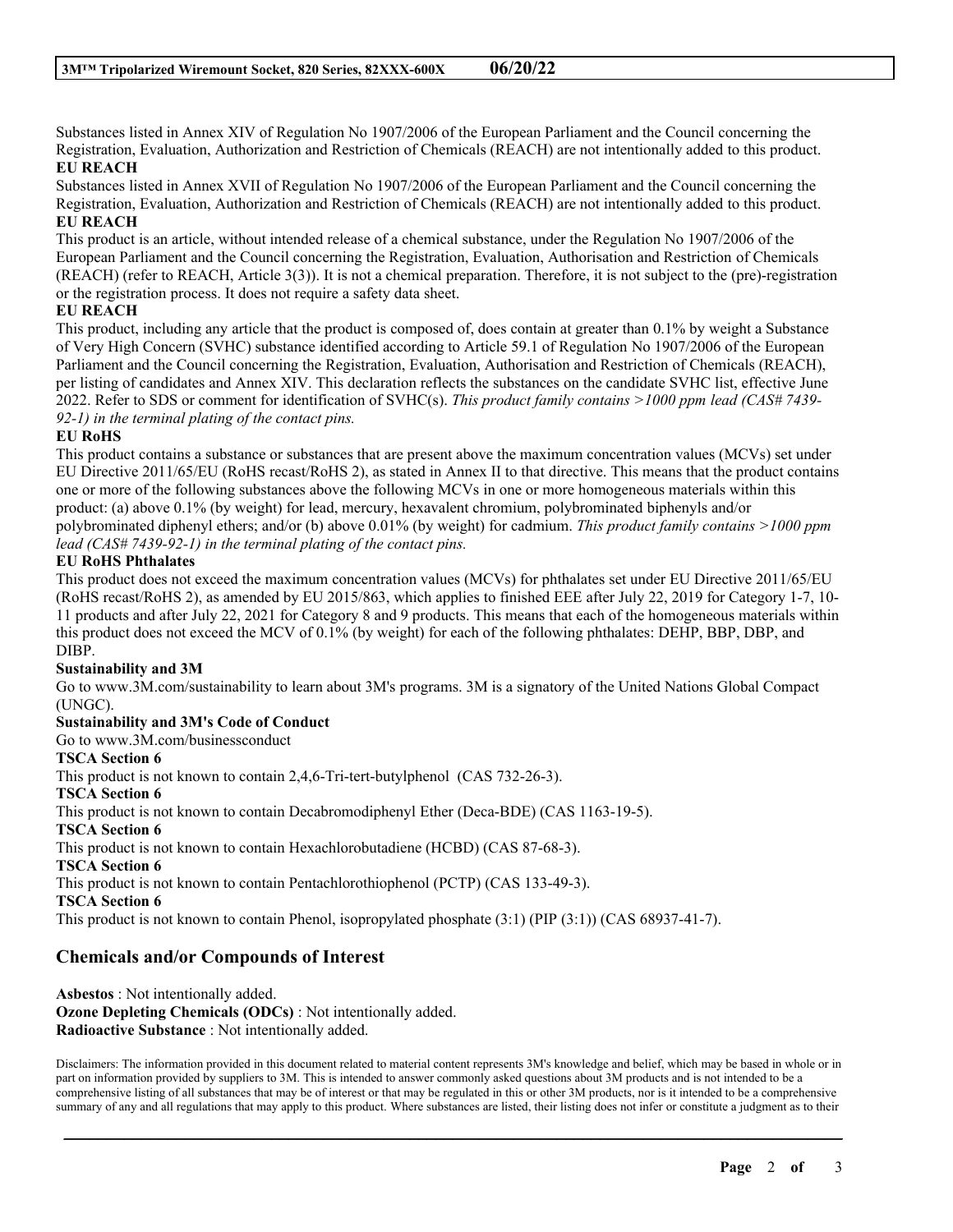Substances listed in Annex XIV of Regulation No 1907/2006 of the European Parliament and the Council concerning the Registration, Evaluation, Authorization and Restriction of Chemicals (REACH) are not intentionally added to this product.

**EU REACH**

Substances listed in Annex XVII of Regulation No 1907/2006 of the European Parliament and the Council concerning the Registration, Evaluation, Authorization and Restriction of Chemicals (REACH) are not intentionally added to this product.

**EU REACH**

This product is an article, without intended release of a chemical substance, under the Regulation No 1907/2006 of the European Parliament and the Council concerning the Registration, Evaluation, Authorisation and Restriction of Chemicals (REACH) (refer to REACH, Article 3(3)). It is not a chemical preparation. Therefore, it is not subject to the (pre)-registration or the registration process. It does not require a safety data sheet.

**EU REACH**

This product, including any article that the product is composed of, does contain at greater than 0.1% by weight a Substance of Very High Concern (SVHC) substance identified according to Article 59.1 of Regulation No 1907/2006 of the European Parliament and the Council concerning the Registration, Evaluation, Authorisation and Restriction of Chemicals (REACH), per listing of candidates and Annex XIV. This declaration reflects the substances on the candidate SVHC list, effective June 2022. Refer to SDS or comment for identification of SVHC(s). *This product family contains >1000 ppm lead (CAS# 7439-92-1) in the terminal plating of the contact pins.*

**EU RoHS**

This product contains a substance or substances that are present above the maximum concentration values (MCVs) set under EU Directive 2011/65/EU (RoHS recast/RoHS 2), as stated in Annex II to that directive. This means that the product contains one or more of the following substances above the following MCVs in one or more homogeneous materials within this product: (a) above 0.1% (by weight) for lead, mercury, hexavalent chromium, polybrominated biphenyls and/or polybrominated diphenyl ethers; and/or (b) above 0.01% (by weight) for cadmium. *This product family contains >1000 ppm lead (CAS# 7439-92-1) in the terminal plating of the contact pins.*

**EU RoHS Phthalates**

This product does not exceed the maximum concentration values (MCVs) for phthalates set under EU Directive 2011/65/EU (RoHS recast/RoHS 2), as amended by EU 2015/863, which applies to finished EEE after July 22, 2019 for Category 1-7, 10-11 products and after July 22, 2021 for Category 8 and 9 products. This means that each of the homogeneous materials within this product does not exceed the MCV of 0.1% (by weight) for each of the following phthalates: DEHP, BBP, DBP, and DIBP.

**Sustainability and 3M**

Go to www.3M.com/sustainability to learn about 3M's programs. 3M is a signatory of the United Nations Global Compact (UNGC).

**Sustainability and 3M's Code of Conduct**

Go to www.3M.com/businessconduct

**TSCA Section 6**

This product is not known to contain 2,4,6-Tri-tert-butylphenol (CAS 732-26-3).

**TSCA Section 6**

This product is not known to contain Decabromodiphenyl Ether (Deca-BDE) (CAS 1163-19-5).

**TSCA Section 6**

This product is not known to contain Hexachlorobutadiene (HCBD) (CAS 87-68-3).

**TSCA Section 6**

This product is not known to contain Pentachlorothiophenol (PCTP) (CAS 133-49-3).

**TSCA Section 6**

This product is not known to contain Phenol, isopropylated phosphate (3:1) (PIP (3:1)) (CAS 68937-41-7).

## Chemicals and/or Compounds of Interest

**Asbestos** : Not intentionally added.
**Ozone Depleting Chemicals (ODCs)** : Not intentionally added.
**Radioactive Substance** : Not intentionally added.

Disclaimers: The information provided in this document related to material content represents 3M's knowledge and belief, which may be based in whole or in part on information provided by suppliers to 3M. This is intended to answer commonly asked questions about 3M products and is not intended to be a comprehensive listing of all substances that may be of interest or that may be regulated in this or other 3M products, nor is it intended to be a comprehensive summary of any and all regulations that may apply to this product. Where substances are listed, their listing does not infer or constitute a judgment as to their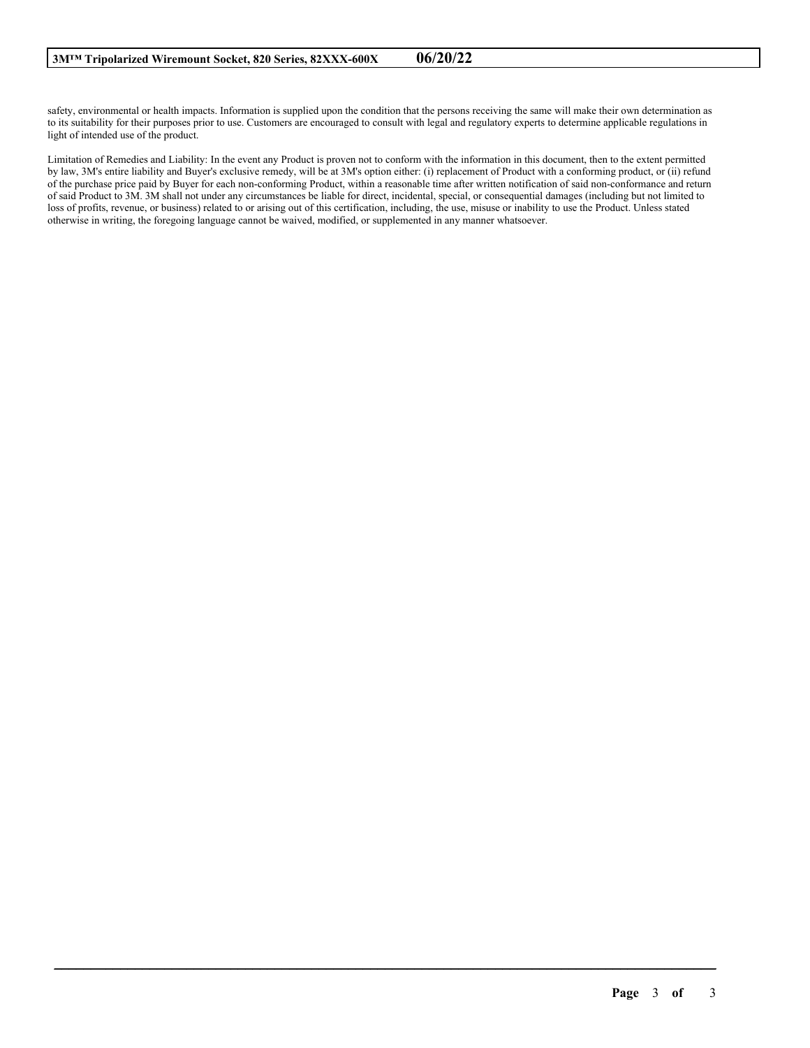safety, environmental or health impacts. Information is supplied upon the condition that the persons receiving the same will make their own determination as to its suitability for their purposes prior to use. Customers are encouraged to consult with legal and regulatory experts to determine applicable regulations in light of intended use of the product.

Limitation of Remedies and Liability: In the event any Product is proven not to conform with the information in this document, then to the extent permitted by law, 3M's entire liability and Buyer's exclusive remedy, will be at 3M's option either: (i) replacement of Product with a conforming product, or (ii) refund of the purchase price paid by Buyer for each non-conforming Product, within a reasonable time after written notification of said non-conformance and return of said Product to 3M. 3M shall not under any circumstances be liable for direct, incidental, special, or consequential damages (including but not limited to loss of profits, revenue, or business) related to or arising out of this certification, including, the use, misuse or inability to use the Product. Unless stated otherwise in writing, the foregoing language cannot be waived, modified, or supplemented in any manner whatsoever.